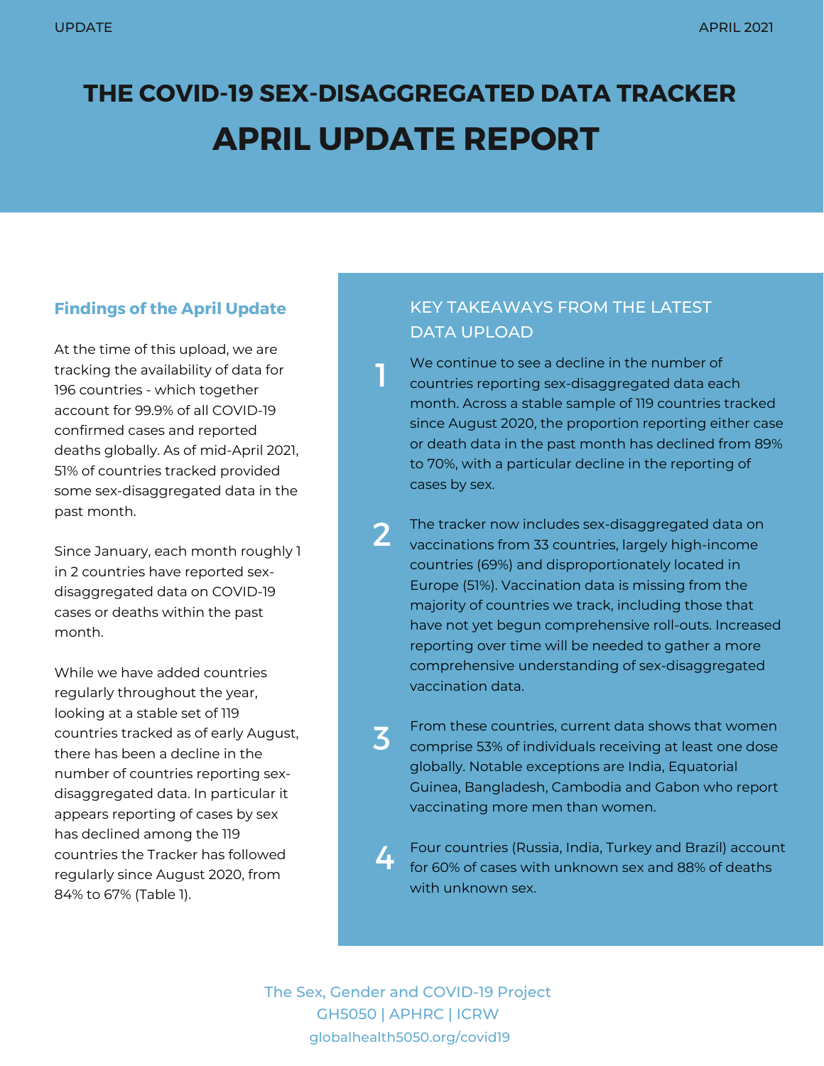UPDATE

APRIL 2021

# THE COVID-19 SEX-DISAGGREGATED DATA TRACKER

# APRIL UPDATE REPORT

## Findings of the April Update

At the time of this upload, we are tracking the availability of data for 196 countries - which together account for 99.9% of all COVID-19 confirmed cases and reported deaths globally. As of mid-April 2021, 51% of countries tracked provided some sex-disaggregated data in the past month.

Since January, each month roughly 1 in 2 countries have reported sex-disaggregated data on COVID-19 cases or deaths within the past month.

While we have added countries regularly throughout the year, looking at a stable set of 119 countries tracked as of early August, there has been a decline in the number of countries reporting sex-disaggregated data. In particular it appears reporting of cases by sex has declined among the 119 countries the Tracker has followed regularly since August 2020, from 84% to 67% (Table 1).

## KEY TAKEAWAYS FROM THE LATEST DATA UPLOAD

1. We continue to see a decline in the number of countries reporting sex-disaggregated data each month. Across a stable sample of 119 countries tracked since August 2020, the proportion reporting either case or death data in the past month has declined from 89% to 70%, with a particular decline in the reporting of cases by sex.

2. The tracker now includes sex-disaggregated data on vaccinations from 33 countries, largely high-income countries (69%) and disproportionately located in Europe (51%). Vaccination data is missing from the majority of countries we track, including those that have not yet begun comprehensive roll-outs. Increased reporting over time will be needed to gather a more comprehensive understanding of sex-disaggregated vaccination data.

3. From these countries, current data shows that women comprise 53% of individuals receiving at least one dose globally. Notable exceptions are India, Equatorial Guinea, Bangladesh, Cambodia and Gabon who report vaccinating more men than women.

4. Four countries (Russia, India, Turkey and Brazil) account for 60% of cases with unknown sex and 88% of deaths with unknown sex.

The Sex, Gender and COVID-19 Project
GH5050 | APHRC | ICRW
globalhealth5050.org/covid19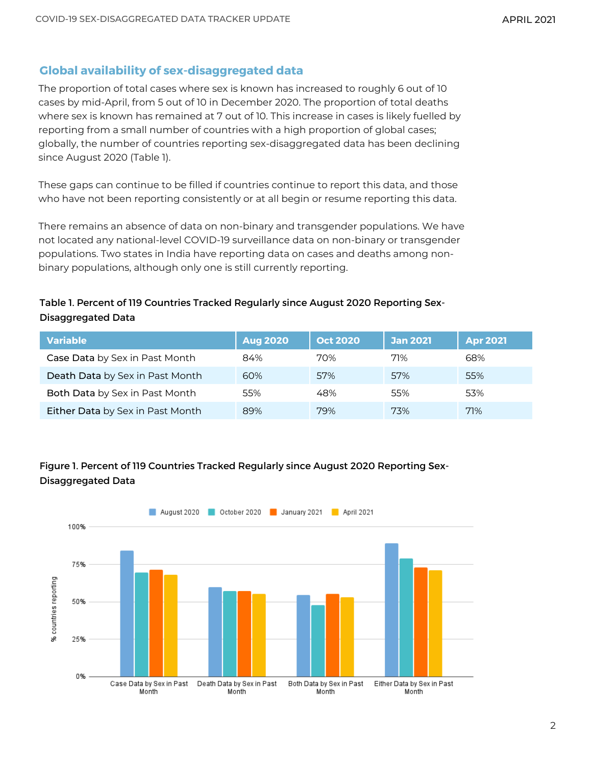## Global availability of sex-disaggregated data

The proportion of total cases where sex is known has increased to roughly 6 out of 10 cases by mid-April, from 5 out of 10 in December 2020. The proportion of total deaths where sex is known has remained at 7 out of 10. This increase in cases is likely fuelled by reporting from a small number of countries with a high proportion of global cases; globally, the number of countries reporting sex-disaggregated data has been declining since August 2020 (Table 1).

These gaps can continue to be filled if countries continue to report this data, and those who have not been reporting consistently or at all begin or resume reporting this data.

There remains an absence of data on non-binary and transgender populations. We have not located any national-level COVID-19 surveillance data on non-binary or transgender populations. Two states in India have reporting data on cases and deaths among non-binary populations, although only one is still currently reporting.

**Table 1. Percent of 119 Countries Tracked Regularly since August 2020 Reporting Sex-Disaggregated Data**

| Variable | Aug 2020 | Oct 2020 | Jan 2021 | Apr 2021 |
|---|---|---|---|---|
| Case Data by Sex in Past Month | 84% | 70% | 71% | 68% |
| Death Data by Sex in Past Month | 60% | 57% | 57% | 55% |
| Both Data by Sex in Past Month | 55% | 48% | 55% | 53% |
| Either Data by Sex in Past Month | 89% | 79% | 73% | 71% |

**Figure 1. Percent of 119 Countries Tracked Regularly since August 2020 Reporting Sex-Disaggregated Data**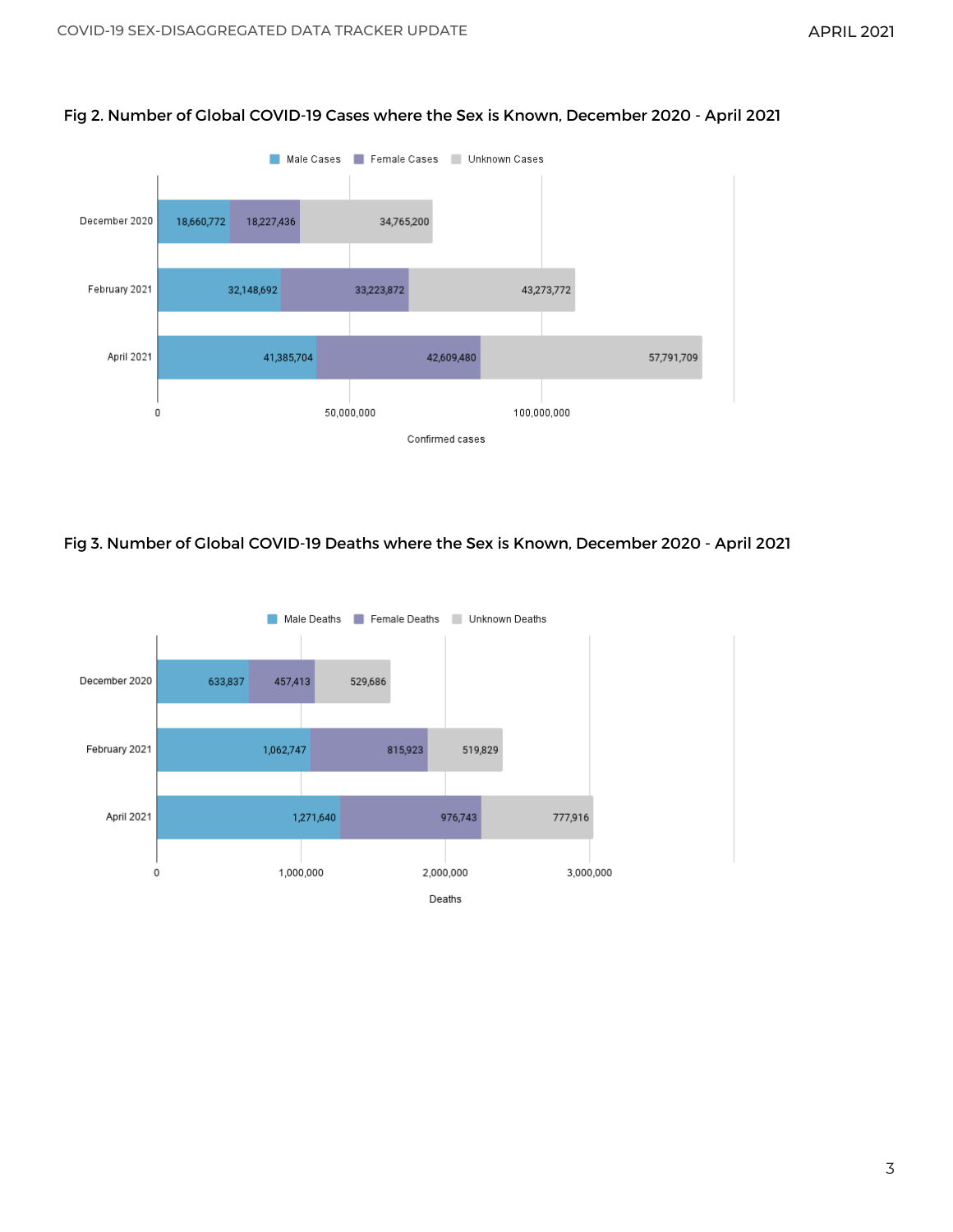Fig 2. Number of Global COVID-19 Cases where the Sex is Known, December 2020 - April 2021

| | Male Cases | Female Cases | Unknown Cases |
|---|---|---|---|
| December 2020 | 18,660,772 | 18,227,436 | 34,765,200 |
| February 2021 | 32,148,692 | 33,223,872 | 43,273,772 |
| April 2021 | 41,385,704 | 42,609,480 | 57,791,709 |

Confirmed cases

Fig 3. Number of Global COVID-19 Deaths where the Sex is Known, December 2020 - April 2021

| | Male Deaths | Female Deaths | Unknown Deaths |
|---|---|---|---|
| December 2020 | 633,837 | 457,413 | 529,686 |
| February 2021 | 1,062,747 | 815,923 | 519,829 |
| April 2021 | 1,271,640 | 976,743 | 777,916 |

Deaths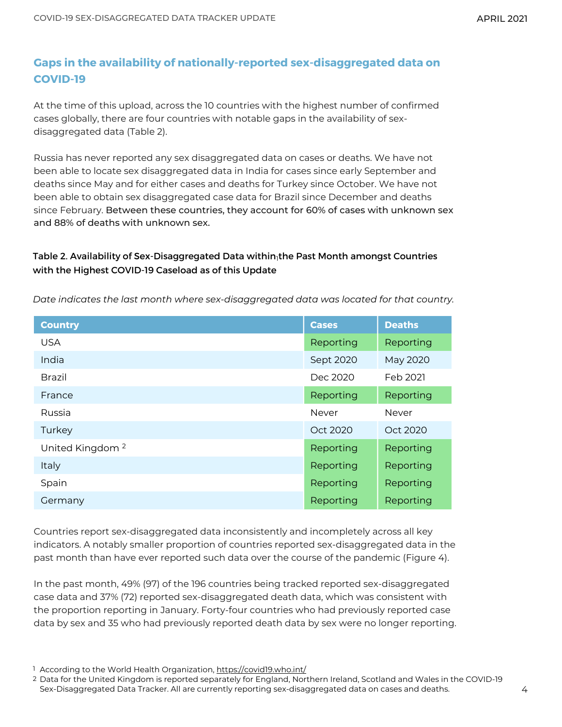## Gaps in the availability of nationally-reported sex-disaggregated data on COVID-19

At the time of this upload, across the 10 countries with the highest number of confirmed cases globally, there are four countries with notable gaps in the availability of sex-disaggregated data (Table 2).

Russia has never reported any sex disaggregated data on cases or deaths. We have not been able to locate sex disaggregated data in India for cases since early September and deaths since May and for either cases and deaths for Turkey since October. We have not been able to obtain sex disaggregated case data for Brazil since December and deaths since February. Between these countries, they account for 60% of cases with unknown sex and 88% of deaths with unknown sex.

**Table 2. Availability of Sex-Disaggregated Data within[1] the Past Month amongst Countries with the Highest COVID-19 Caseload as of this Update**

*Date indicates the last month where sex-disaggregated data was located for that country.*

| Country | Cases | Deaths |
|---|---|---|
| USA | Reporting | Reporting |
| India | Sept 2020 | May 2020 |
| Brazil | Dec 2020 | Feb 2021 |
| France | Reporting | Reporting |
| Russia | Never | Never |
| Turkey | Oct 2020 | Oct 2020 |
| United Kingdom [2] | Reporting | Reporting |
| Italy | Reporting | Reporting |
| Spain | Reporting | Reporting |
| Germany | Reporting | Reporting |

Countries report sex-disaggregated data inconsistently and incompletely across all key indicators. A notably smaller proportion of countries reported sex-disaggregated data in the past month than have ever reported such data over the course of the pandemic (Figure 4).

In the past month, 49% (97) of the 196 countries being tracked reported sex-disaggregated case data and 37% (72) reported sex-disaggregated death data, which was consistent with the proportion reporting in January. Forty-four countries who had previously reported case data by sex and 35 who had previously reported death data by sex were no longer reporting.

[1] According to the World Health Organization, https://covid19.who.int/

[2] Data for the United Kingdom is reported separately for England, Northern Ireland, Scotland and Wales in the COVID-19 Sex-Disaggregated Data Tracker. All are currently reporting sex-disaggregated data on cases and deaths.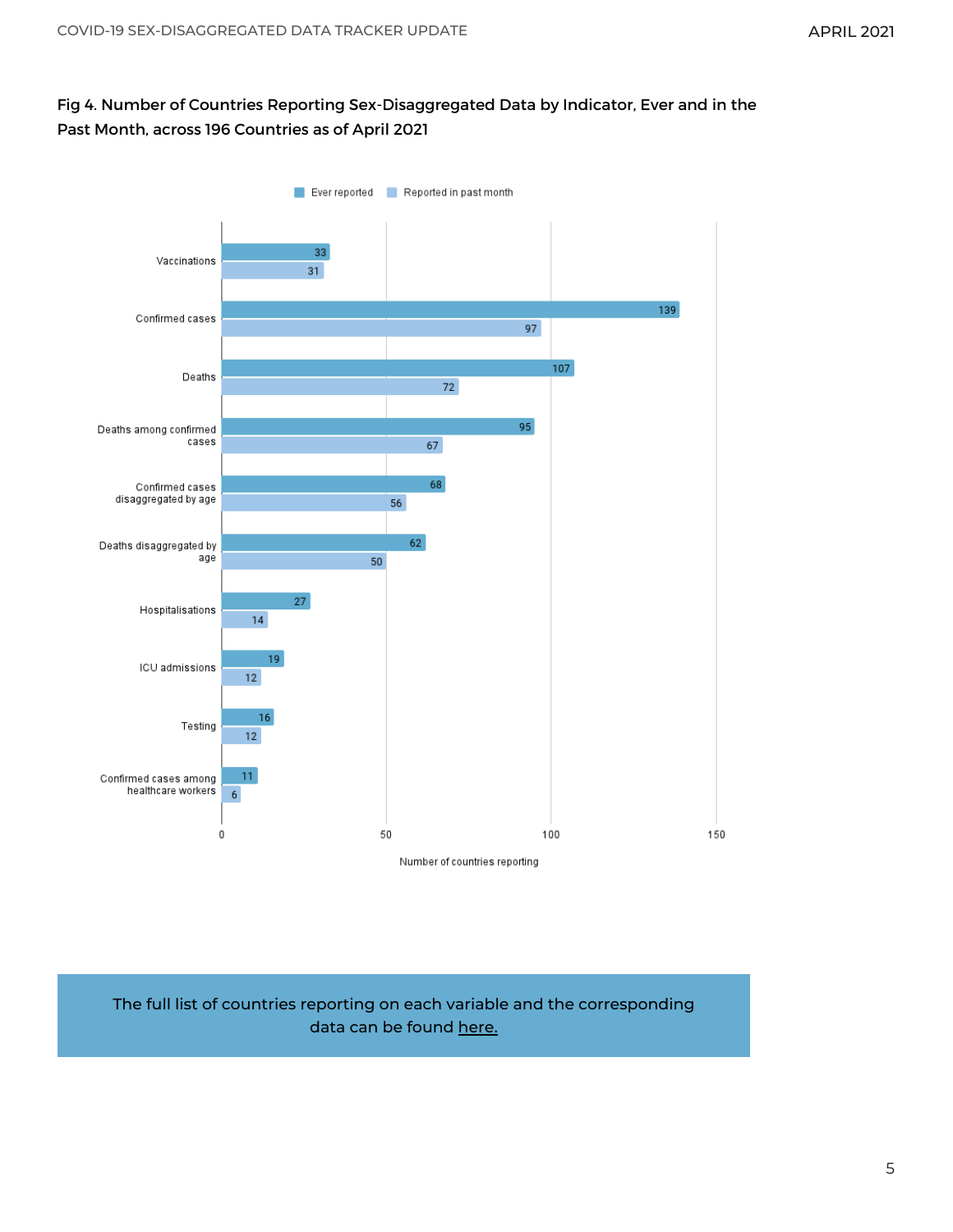Fig 4. Number of Countries Reporting Sex-Disaggregated Data by Indicator, Ever and in the Past Month, across 196 Countries as of April 2021

| Indicator | Ever reported | Reported in past month |
| --- | --- | --- |
| Vaccinations | 33 | 31 |
| Confirmed cases | 139 | 97 |
| Deaths | 107 | 72 |
| Deaths among confirmed cases | 95 | 67 |
| Confirmed cases disaggregated by age | 68 | 56 |
| Deaths disaggregated by age | 62 | 50 |
| Hospitalisations | 27 | 14 |
| ICU admissions | 19 | 12 |
| Testing | 16 | 12 |
| Confirmed cases among healthcare workers | 11 | 6 |

Number of countries reporting

The full list of countries reporting on each variable and the corresponding data can be found here.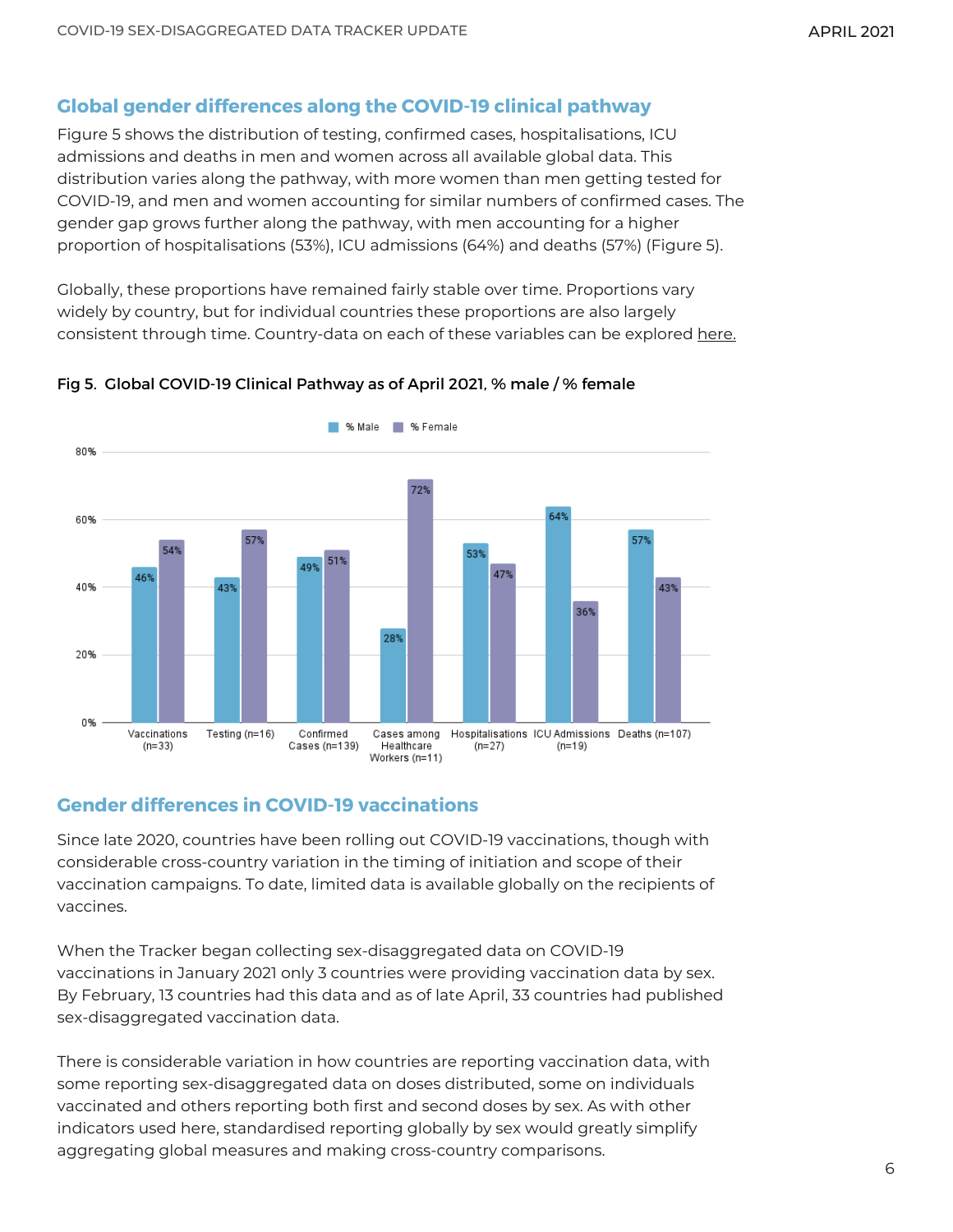## Global gender differences along the COVID-19 clinical pathway

Figure 5 shows the distribution of testing, confirmed cases, hospitalisations, ICU admissions and deaths in men and women across all available global data. This distribution varies along the pathway, with more women than men getting tested for COVID-19, and men and women accounting for similar numbers of confirmed cases. The gender gap grows further along the pathway, with men accounting for a higher proportion of hospitalisations (53%), ICU admissions (64%) and deaths (57%) (Figure 5).

Globally, these proportions have remained fairly stable over time. Proportions vary widely by country, but for individual countries these proportions are also largely consistent through time. Country-data on each of these variables can be explored here.

**Fig 5. Global COVID-19 Clinical Pathway as of April 2021, % male / % female**

| | % Male | % Female |
|---|---|---|
| Vaccinations (n=33) | 46% | 54% |
| Testing (n=16) | 43% | 57% |
| Confirmed Cases (n=139) | 49% | 51% |
| Cases among Healthcare Workers (n=11) | 28% | 72% |
| Hospitalisations (n=27) | 53% | 47% |
| ICU Admissions (n=19) | 64% | 36% |
| Deaths (n=107) | 57% | 43% |

## Gender differences in COVID-19 vaccinations

Since late 2020, countries have been rolling out COVID-19 vaccinations, though with considerable cross-country variation in the timing of initiation and scope of their vaccination campaigns. To date, limited data is available globally on the recipients of vaccines.

When the Tracker began collecting sex-disaggregated data on COVID-19 vaccinations in January 2021 only 3 countries were providing vaccination data by sex. By February, 13 countries had this data and as of late April, 33 countries had published sex-disaggregated vaccination data.

There is considerable variation in how countries are reporting vaccination data, with some reporting sex-disaggregated data on doses distributed, some on individuals vaccinated and others reporting both first and second doses by sex. As with other indicators used here, standardised reporting globally by sex would greatly simplify aggregating global measures and making cross-country comparisons.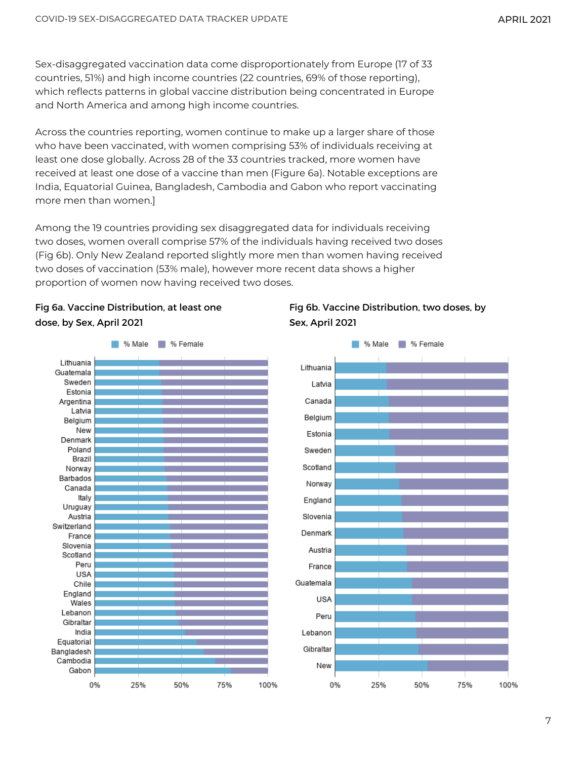Sex-disaggregated vaccination data come disproportionately from Europe (17 of 33 countries, 51%) and high income countries (22 countries, 69% of those reporting), which reflects patterns in global vaccine distribution being concentrated in Europe and North America and among high income countries.

Across the countries reporting, women continue to make up a larger share of those who have been vaccinated, with women comprising 53% of individuals receiving at least one dose globally. Across 28 of the 33 countries tracked, more women have received at least one dose of a vaccine than men (Figure 6a). Notable exceptions are India, Equatorial Guinea, Bangladesh, Cambodia and Gabon who report vaccinating more men than women.]

Among the 19 countries providing sex disaggregated data for individuals receiving two doses, women overall comprise 57% of the individuals having received two doses (Fig 6b). Only New Zealand reported slightly more men than women having received two doses of vaccination (53% male), however more recent data shows a higher proportion of women now having received two doses.

**Fig 6a. Vaccine Distribution, at least one dose, by Sex, April 2021**

% Male | % Female

Lithuania, Guatemala, Sweden, Estonia, Argentina, Latvia, Belgium, New, Denmark, Poland, Brazil, Norway, Barbados, Canada, Italy, Uruguay, Austria, Switzerland, France, Slovenia, Scotland, Peru, USA, Chile, England, Wales, Lebanon, Gibraltar, India, Equatorial, Bangladesh, Cambodia, Gabon

0% 25% 50% 75% 100%

**Fig 6b. Vaccine Distribution, two doses, by Sex, April 2021**

% Male | % Female

Lithuania, Latvia, Canada, Belgium, Estonia, Sweden, Scotland, Norway, England, Slovenia, Denmark, Austria, France, Guatemala, USA, Peru, Lebanon, Gibraltar, New

0% 25% 50% 75% 100%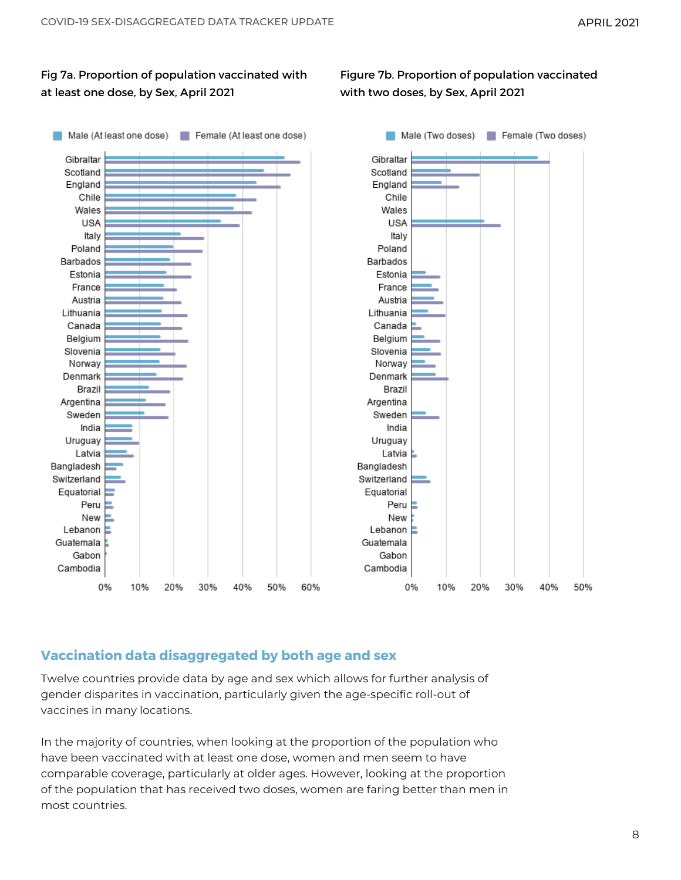Fig 7a. Proportion of population vaccinated with at least one dose, by Sex, April 2021

Figure 7b. Proportion of population vaccinated with two doses, by Sex, April 2021

## Vaccination data disaggregated by both age and sex

Twelve countries provide data by age and sex which allows for further analysis of gender disparites in vaccination, particularly given the age-specific roll-out of vaccines in many locations.

In the majority of countries, when looking at the proportion of the population who have been vaccinated with at least one dose, women and men seem to have comparable coverage, particularly at older ages. However, looking at the proportion of the population that has received two doses, women are faring better than men in most countries.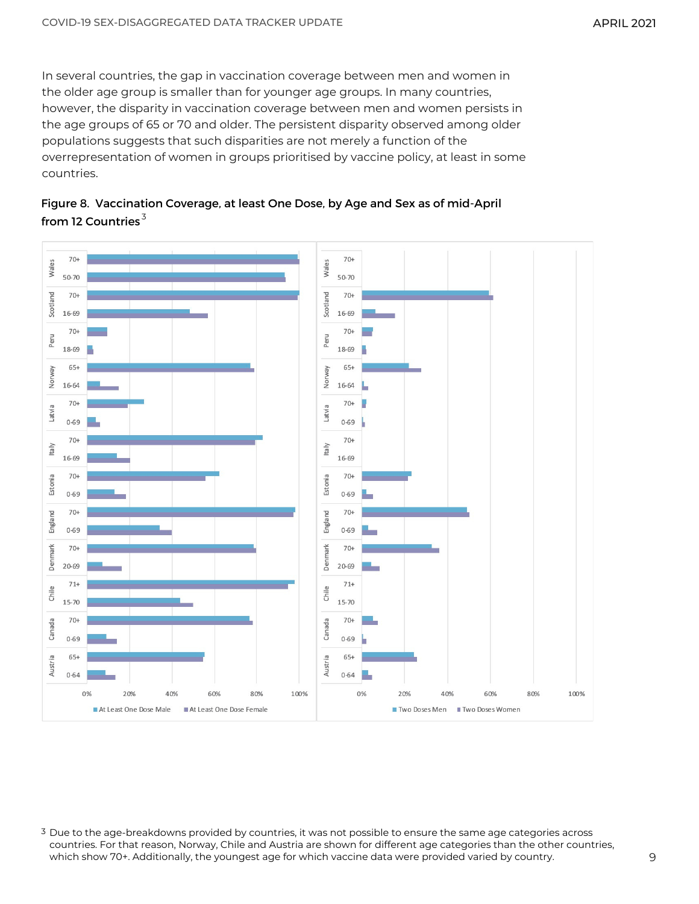In several countries, the gap in vaccination coverage between men and women in the older age group is smaller than for younger age groups. In many countries, however, the disparity in vaccination coverage between men and women persists in the age groups of 65 or 70 and older. The persistent disparity observed among older populations suggests that such disparities are not merely a function of the overrepresentation of women in groups prioritised by vaccine policy, at least in some countries.

**Figure 8. Vaccination Coverage, at least One Dose, by Age and Sex as of mid-April from 12 Countries**[3]

[3] Due to the age-breakdowns provided by countries, it was not possible to ensure the same age categories across countries. For that reason, Norway, Chile and Austria are shown for different age categories than the other countries, which show 70+. Additionally, the youngest age for which vaccine data were provided varied by country.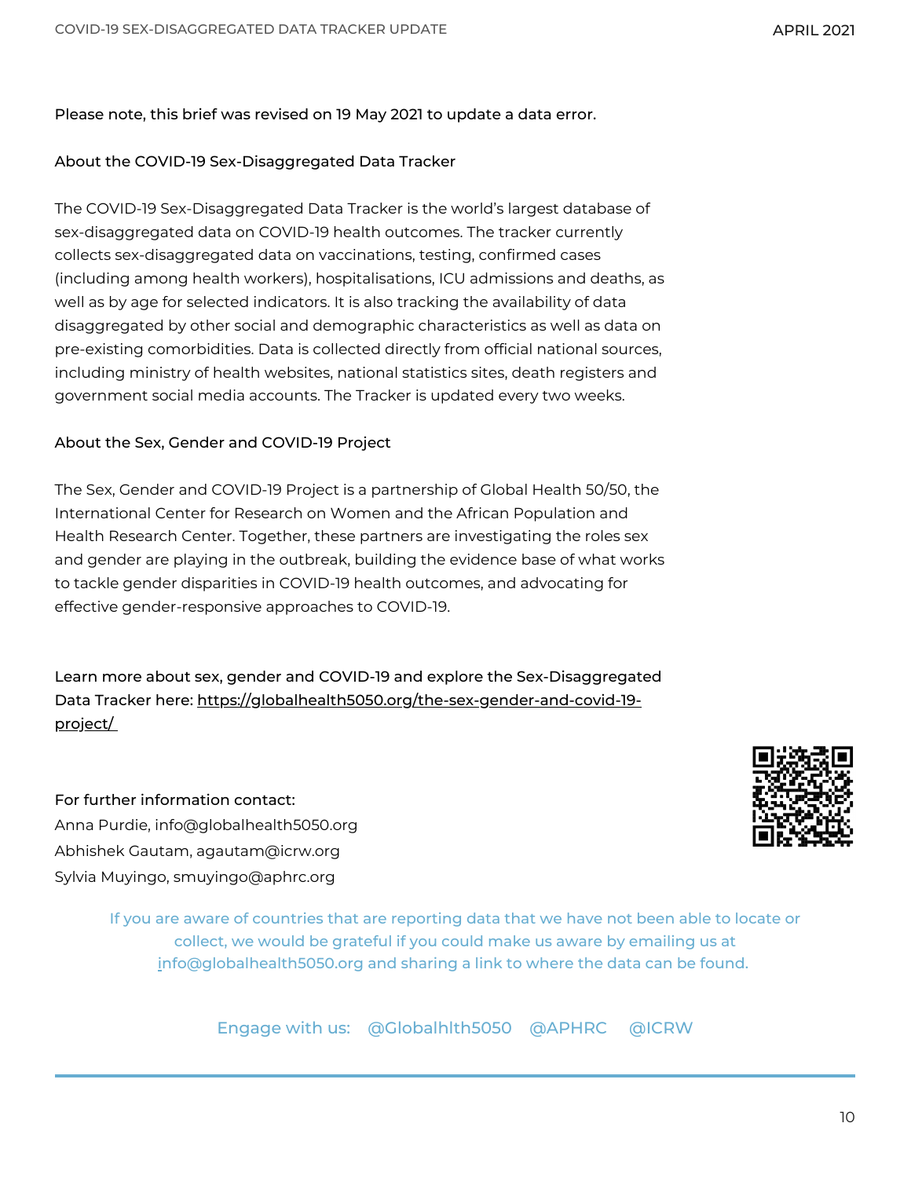Please note, this brief was revised on 19 May 2021 to update a data error.

## About the COVID-19 Sex-Disaggregated Data Tracker

The COVID-19 Sex-Disaggregated Data Tracker is the world's largest database of sex-disaggregated data on COVID-19 health outcomes. The tracker currently collects sex-disaggregated data on vaccinations, testing, confirmed cases (including among health workers), hospitalisations, ICU admissions and deaths, as well as by age for selected indicators. It is also tracking the availability of data disaggregated by other social and demographic characteristics as well as data on pre-existing comorbidities. Data is collected directly from official national sources, including ministry of health websites, national statistics sites, death registers and government social media accounts. The Tracker is updated every two weeks.

## About the Sex, Gender and COVID-19 Project

The Sex, Gender and COVID-19 Project is a partnership of Global Health 50/50, the International Center for Research on Women and the African Population and Health Research Center. Together, these partners are investigating the roles sex and gender are playing in the outbreak, building the evidence base of what works to tackle gender disparities in COVID-19 health outcomes, and advocating for effective gender-responsive approaches to COVID-19.

Learn more about sex, gender and COVID-19 and explore the Sex-Disaggregated Data Tracker here: https://globalhealth5050.org/the-sex-gender-and-covid-19-project/

For further information contact:
Anna Purdie, info@globalhealth5050.org
Abhishek Gautam, agautam@icrw.org
Sylvia Muyingo, smuyingo@aphrc.org

If you are aware of countries that are reporting data that we have not been able to locate or collect, we would be grateful if you could make us aware by emailing us at info@globalhealth5050.org and sharing a link to where the data can be found.

Engage with us: @Globalhlth5050 @APHRC @ICRW